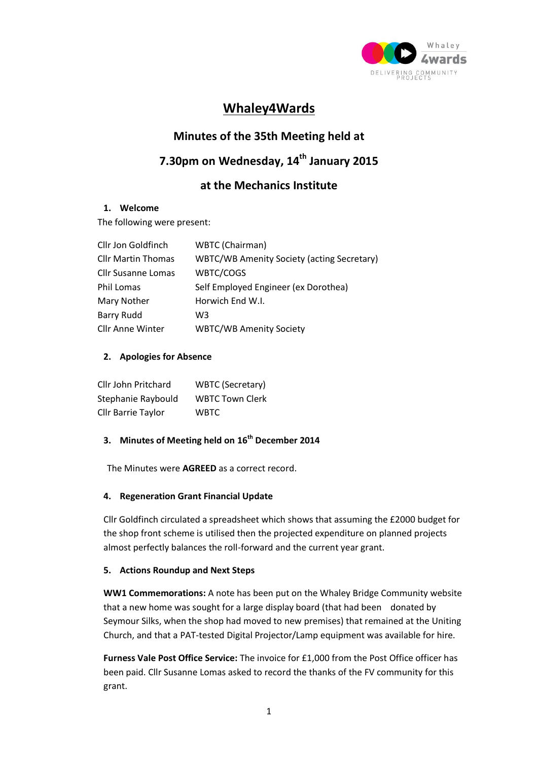# Whaley4Wards

## Minutes of the 35th Meeting held at

## 7.30pm on Wednesday, 14th January 2015

## at the Mechanics Institute

### 1. Welcome

The following were present:

| | |
|---|---|
| Cllr Jon Goldfinch | WBTC (Chairman) |
| Cllr Martin Thomas | WBTC/WB Amenity Society (acting Secretary) |
| Cllr Susanne Lomas | WBTC/COGS |
| Phil Lomas | Self Employed Engineer (ex Dorothea) |
| Mary Nother | Horwich End W.I. |
| Barry Rudd | W3 |
| Cllr Anne Winter | WBTC/WB Amenity Society |

### 2. Apologies for Absence

| | |
|---|---|
| Cllr John Pritchard | WBTC (Secretary) |
| Stephanie Raybould | WBTC Town Clerk |
| Cllr Barrie Taylor | WBTC |

### 3. Minutes of Meeting held on 16th December 2014

The Minutes were **AGREED** as a correct record.

### 4. Regeneration Grant Financial Update

Cllr Goldfinch circulated a spreadsheet which shows that assuming the £2000 budget for the shop front scheme is utilised then the projected expenditure on planned projects almost perfectly balances the roll-forward and the current year grant.

### 5. Actions Roundup and Next Steps

**WW1 Commemorations:** A note has been put on the Whaley Bridge Community website that a new home was sought for a large display board (that had been donated by Seymour Silks, when the shop had moved to new premises) that remained at the Uniting Church, and that a PAT-tested Digital Projector/Lamp equipment was available for hire.

**Furness Vale Post Office Service:** The invoice for £1,000 from the Post Office officer has been paid. Cllr Susanne Lomas asked to record the thanks of the FV community for this grant.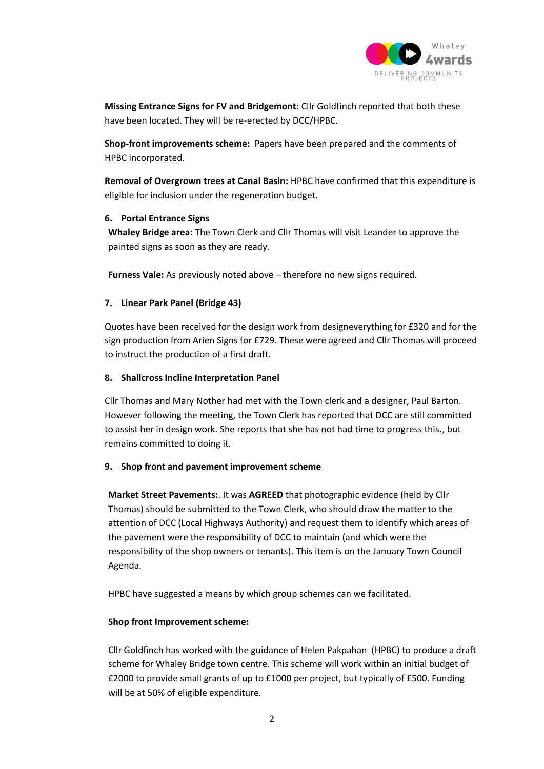**Missing Entrance Signs for FV and Bridgemont:** Cllr Goldfinch reported that both these have been located. They will be re-erected by DCC/HPBC.

**Shop-front improvements scheme:** Papers have been prepared and the comments of HPBC incorporated.

**Removal of Overgrown trees at Canal Basin:** HPBC have confirmed that this expenditure is eligible for inclusion under the regeneration budget.

### 6. Portal Entrance Signs

**Whaley Bridge area:** The Town Clerk and Cllr Thomas will visit Leander to approve the painted signs as soon as they are ready.

**Furness Vale:** As previously noted above – therefore no new signs required.

### 7. Linear Park Panel (Bridge 43)

Quotes have been received for the design work from designeverything for £320 and for the sign production from Arien Signs for £729. These were agreed and Cllr Thomas will proceed to instruct the production of a first draft.

### 8. Shallcross Incline Interpretation Panel

Cllr Thomas and Mary Nother had met with the Town clerk and a designer, Paul Barton. However following the meeting, the Town Clerk has reported that DCC are still committed to assist her in design work. She reports that she has not had time to progress this., but remains committed to doing it.

### 9. Shop front and pavement improvement scheme

**Market Street Pavements:**. It was **AGREED** that photographic evidence (held by Cllr Thomas) should be submitted to the Town Clerk, who should draw the matter to the attention of DCC (Local Highways Authority) and request them to identify which areas of the pavement were the responsibility of DCC to maintain (and which were the responsibility of the shop owners or tenants). This item is on the January Town Council Agenda.

HPBC have suggested a means by which group schemes can we facilitated.

**Shop front Improvement scheme:**

Cllr Goldfinch has worked with the guidance of Helen Pakpahan (HPBC) to produce a draft scheme for Whaley Bridge town centre. This scheme will work within an initial budget of £2000 to provide small grants of up to £1000 per project, but typically of £500. Funding will be at 50% of eligible expenditure.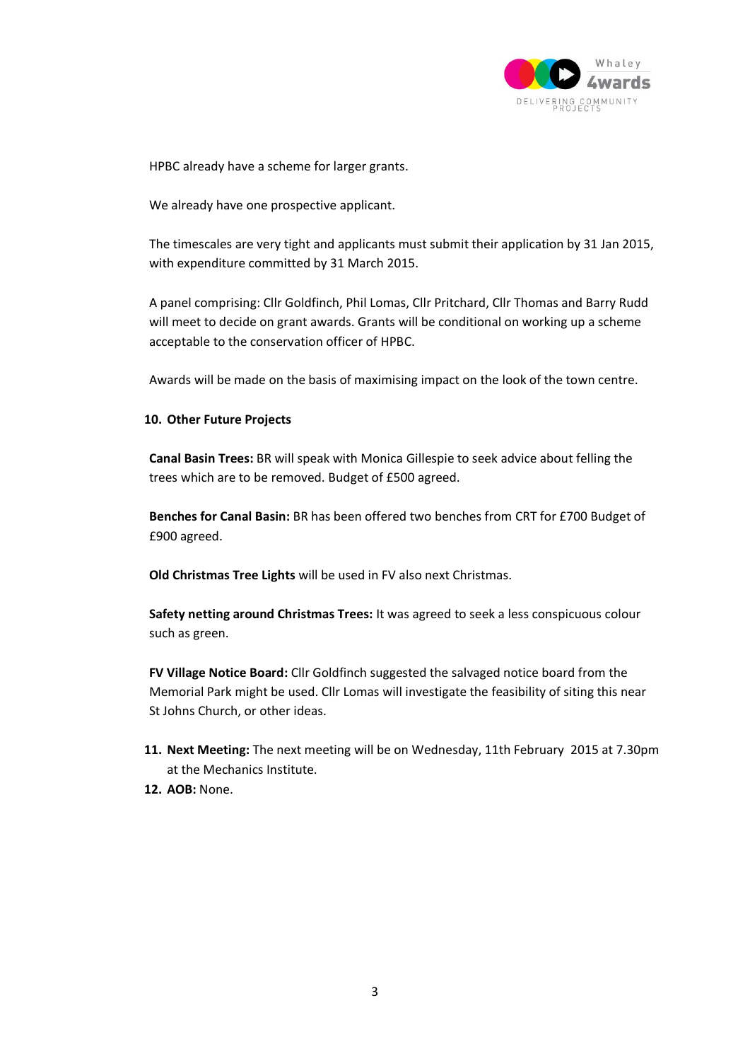HPBC already have a scheme for larger grants.

We already have one prospective applicant.

The timescales are very tight and applicants must submit their application by 31 Jan 2015, with expenditure committed by 31 March 2015.

A panel comprising: Cllr Goldfinch, Phil Lomas, Cllr Pritchard, Cllr Thomas and Barry Rudd will meet to decide on grant awards. Grants will be conditional on working up a scheme acceptable to the conservation officer of HPBC.

Awards will be made on the basis of maximising impact on the look of the town centre.

10. **Other Future Projects**

**Canal Basin Trees:** BR will speak with Monica Gillespie to seek advice about felling the trees which are to be removed. Budget of £500 agreed.

**Benches for Canal Basin:** BR has been offered two benches from CRT for £700 Budget of £900 agreed.

**Old Christmas Tree Lights** will be used in FV also next Christmas.

**Safety netting around Christmas Trees:** It was agreed to seek a less conspicuous colour such as green.

**FV Village Notice Board:** Cllr Goldfinch suggested the salvaged notice board from the Memorial Park might be used. Cllr Lomas will investigate the feasibility of siting this near St Johns Church, or other ideas.

11. **Next Meeting:** The next meeting will be on Wednesday, 11th February 2015 at 7.30pm at the Mechanics Institute.
12. **AOB:** None.